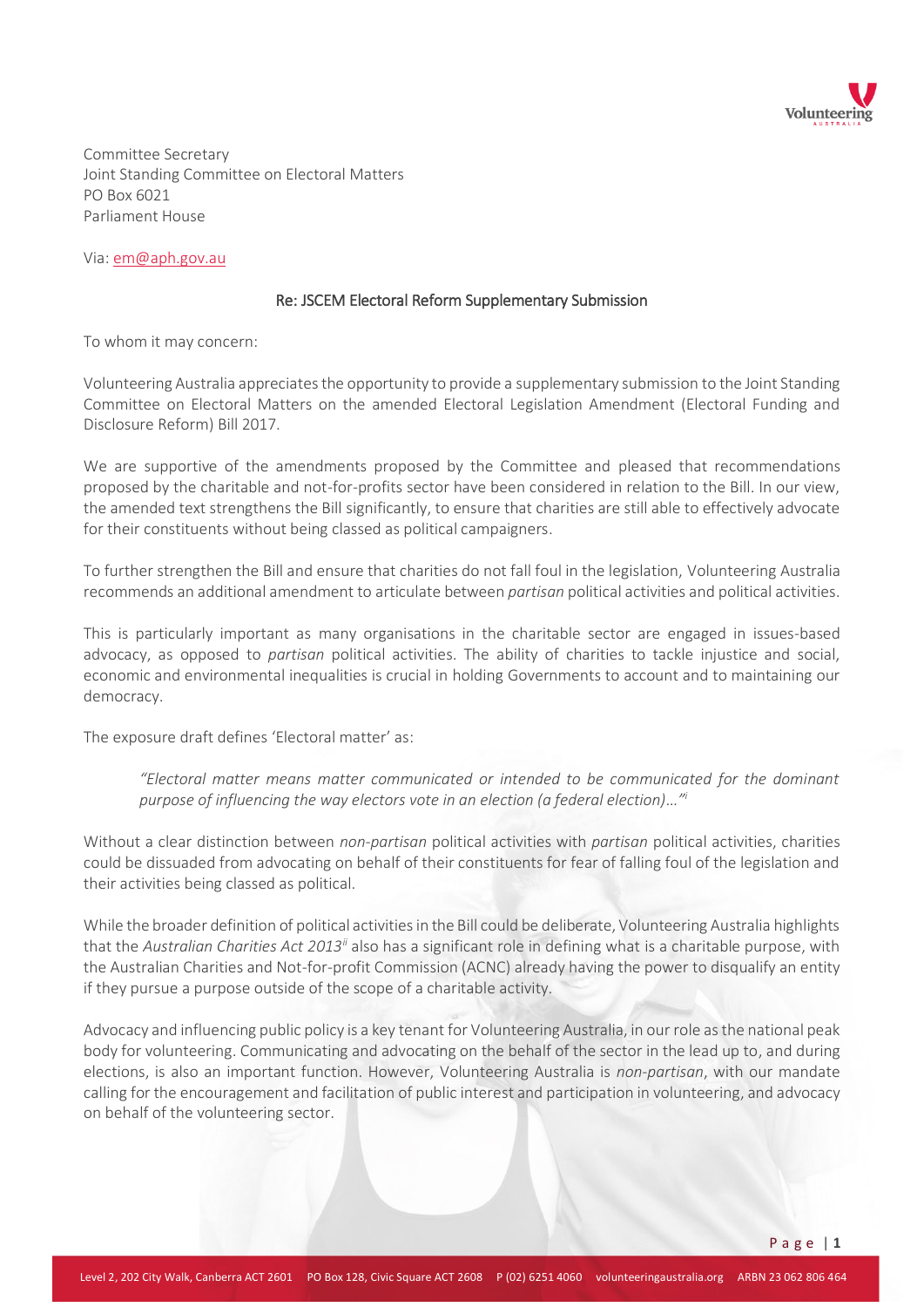Committee Secretary
Joint Standing Committee on Electoral Matters
PO Box 6021
Parliament House

Via: em@aph.gov.au

## Re: JSCEM Electoral Reform Supplementary Submission

To whom it may concern:

Volunteering Australia appreciates the opportunity to provide a supplementary submission to the Joint Standing Committee on Electoral Matters on the amended Electoral Legislation Amendment (Electoral Funding and Disclosure Reform) Bill 2017.

We are supportive of the amendments proposed by the Committee and pleased that recommendations proposed by the charitable and not-for-profits sector have been considered in relation to the Bill. In our view, the amended text strengthens the Bill significantly, to ensure that charities are still able to effectively advocate for their constituents without being classed as political campaigners.

To further strengthen the Bill and ensure that charities do not fall foul in the legislation, Volunteering Australia recommends an additional amendment to articulate between *partisan* political activities and political activities.

This is particularly important as many organisations in the charitable sector are engaged in issues-based advocacy, as opposed to *partisan* political activities. The ability of charities to tackle injustice and social, economic and environmental inequalities is crucial in holding Governments to account and to maintaining our democracy.

The exposure draft defines 'Electoral matter' as:

> *"Electoral matter means matter communicated or intended to be communicated for the dominant purpose of influencing the way electors vote in an election (a federal election)…"*[i]

Without a clear distinction between *non-partisan* political activities with *partisan* political activities, charities could be dissuaded from advocating on behalf of their constituents for fear of falling foul of the legislation and their activities being classed as political.

While the broader definition of political activities in the Bill could be deliberate, Volunteering Australia highlights that the *Australian Charities Act 2013*[ii] also has a significant role in defining what is a charitable purpose, with the Australian Charities and Not-for-profit Commission (ACNC) already having the power to disqualify an entity if they pursue a purpose outside of the scope of a charitable activity.

Advocacy and influencing public policy is a key tenant for Volunteering Australia, in our role as the national peak body for volunteering. Communicating and advocating on the behalf of the sector in the lead up to, and during elections, is also an important function. However, Volunteering Australia is *non-partisan*, with our mandate calling for the encouragement and facilitation of public interest and participation in volunteering, and advocacy on behalf of the volunteering sector.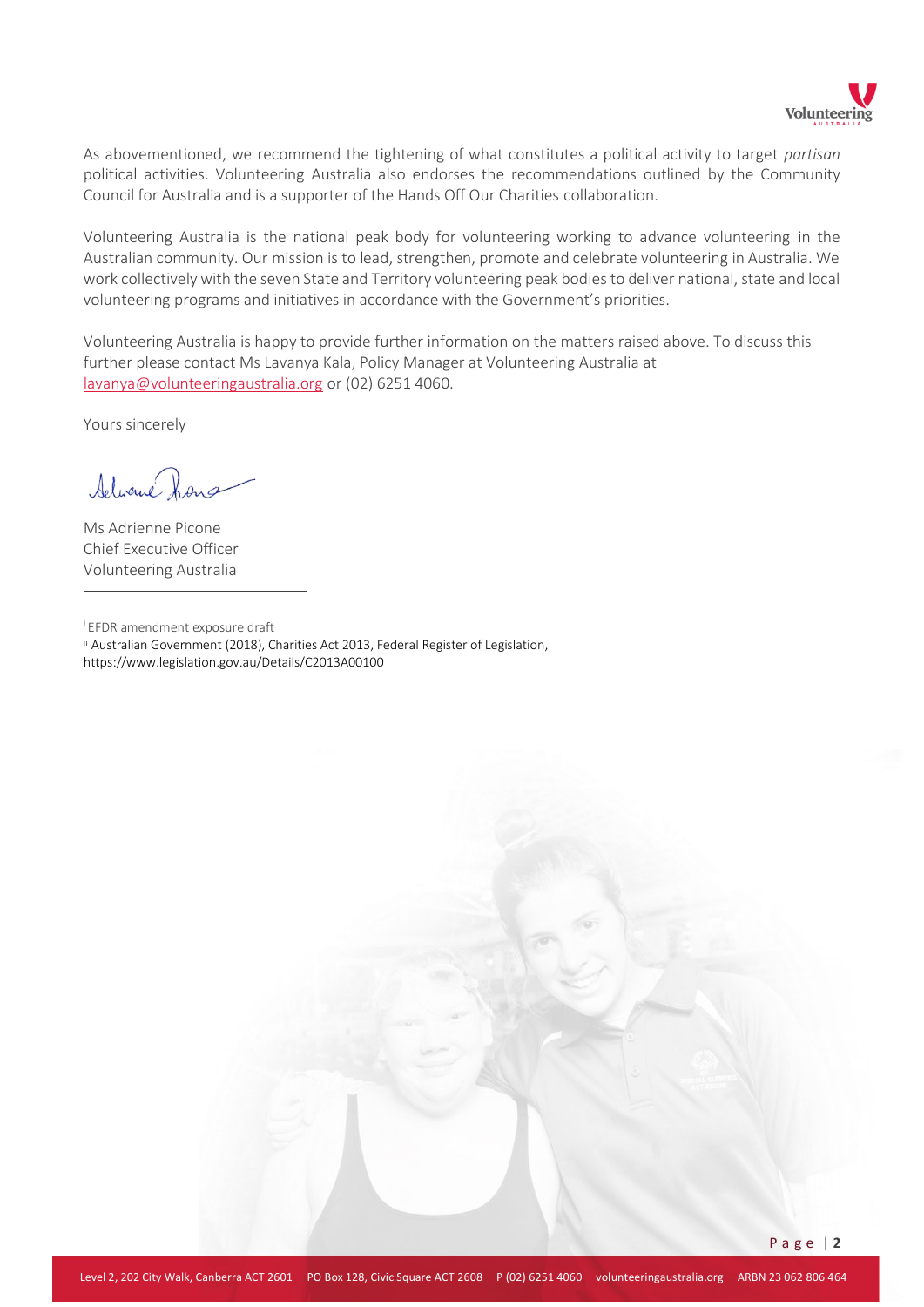As abovementioned, we recommend the tightening of what constitutes a political activity to target *partisan* political activities. Volunteering Australia also endorses the recommendations outlined by the Community Council for Australia and is a supporter of the Hands Off Our Charities collaboration.

Volunteering Australia is the national peak body for volunteering working to advance volunteering in the Australian community. Our mission is to lead, strengthen, promote and celebrate volunteering in Australia. We work collectively with the seven State and Territory volunteering peak bodies to deliver national, state and local volunteering programs and initiatives in accordance with the Government's priorities.

Volunteering Australia is happy to provide further information on the matters raised above. To discuss this further please contact Ms Lavanya Kala, Policy Manager at Volunteering Australia at lavanya@volunteeringaustralia.org or (02) 6251 4060.

Yours sincerely

Ms Adrienne Picone
Chief Executive Officer
Volunteering Australia

---

[i] EFDR amendment exposure draft

[ii] Australian Government (2018), Charities Act 2013, Federal Register of Legislation, https://www.legislation.gov.au/Details/C2013A00100